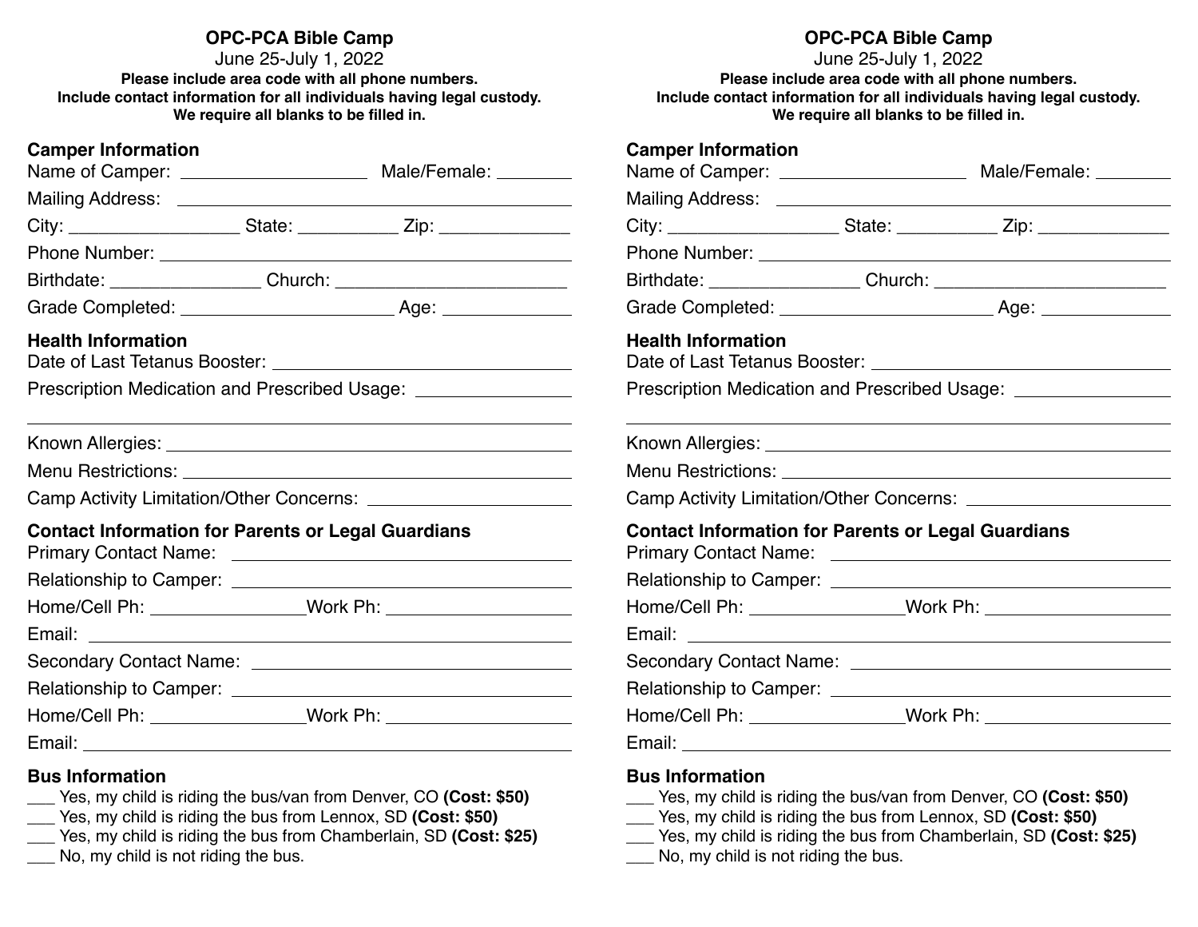# OPC-PCA Bible Camp

June 25-July 1, 2022

**Please include area code with all phone numbers.**
**Include contact information for all individuals having legal custody.**
**We require all blanks to be filled in.**

## Camper Information

Name of Camper: ____________________ Male/Female: ________

Mailing Address: ____________________________________________

City: _________________ State: __________ Zip: _____________

Phone Number: ______________________________________________

Birthdate: _______________ Church: ________________________

Grade Completed: ______________________ Age: _____________

## Health Information

Date of Last Tetanus Booster: ________________________________

Prescription Medication and Prescribed Usage: _______________

____________________________________________________________

Known Allergies: ___________________________________________

Menu Restrictions: _________________________________________

Camp Activity Limitation/Other Concerns: ____________________

## Contact Information for Parents or Legal Guardians

Primary Contact Name: ______________________________________

Relationship to Camper: _____________________________________

Home/Cell Ph: ________________ Work Ph: ___________________

Email: ____________________________________________________

Secondary Contact Name: ____________________________________

Relationship to Camper: _____________________________________

Home/Cell Ph: ________________ Work Ph: ___________________

Email: ____________________________________________________

## Bus Information

___ Yes, my child is riding the bus/van from Denver, CO **(Cost: $50)**
___ Yes, my child is riding the bus from Lennox, SD **(Cost: $50)**
___ Yes, my child is riding the bus from Chamberlain, SD **(Cost: $25)**
___ No, my child is not riding the bus.

# OPC-PCA Bible Camp

June 25-July 1, 2022

**Please include area code with all phone numbers.**
**Include contact information for all individuals having legal custody.**
**We require all blanks to be filled in.**

## Camper Information

Name of Camper: ____________________ Male/Female: ________

Mailing Address: ____________________________________________

City: _________________ State: __________ Zip: _____________

Phone Number: ______________________________________________

Birthdate: _______________ Church: ________________________

Grade Completed: ______________________ Age: _____________

## Health Information

Date of Last Tetanus Booster: ________________________________

Prescription Medication and Prescribed Usage: _______________

____________________________________________________________

Known Allergies: ___________________________________________

Menu Restrictions: _________________________________________

Camp Activity Limitation/Other Concerns: ____________________

## Contact Information for Parents or Legal Guardians

Primary Contact Name: ______________________________________

Relationship to Camper: _____________________________________

Home/Cell Ph: ________________ Work Ph: ___________________

Email: ____________________________________________________

Secondary Contact Name: ____________________________________

Relationship to Camper: _____________________________________

Home/Cell Ph: ________________ Work Ph: ___________________

Email: ____________________________________________________

## Bus Information

___ Yes, my child is riding the bus/van from Denver, CO **(Cost: $50)**
___ Yes, my child is riding the bus from Lennox, SD **(Cost: $50)**
___ Yes, my child is riding the bus from Chamberlain, SD **(Cost: $25)**
___ No, my child is not riding the bus.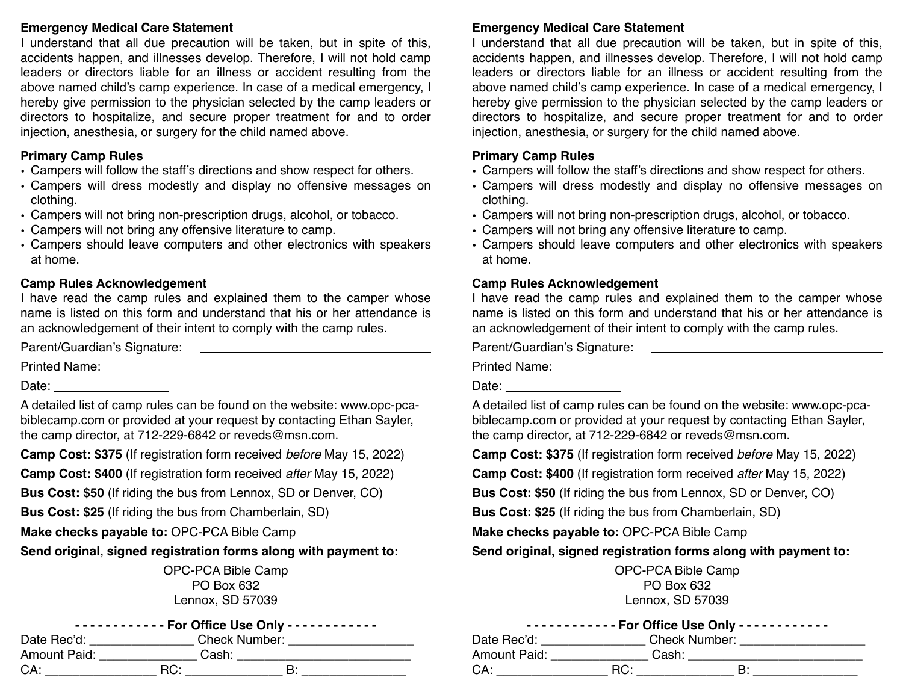**Emergency Medical Care Statement**

I understand that all due precaution will be taken, but in spite of this, accidents happen, and illnesses develop. Therefore, I will not hold camp leaders or directors liable for an illness or accident resulting from the above named child's camp experience. In case of a medical emergency, I hereby give permission to the physician selected by the camp leaders or directors to hospitalize, and secure proper treatment for and to order injection, anesthesia, or surgery for the child named above.

**Primary Camp Rules**

- Campers will follow the staff's directions and show respect for others.
- Campers will dress modestly and display no offensive messages on clothing.
- Campers will not bring non-prescription drugs, alcohol, or tobacco.
- Campers will not bring any offensive literature to camp.
- Campers should leave computers and other electronics with speakers at home.

**Camp Rules Acknowledgement**

I have read the camp rules and explained them to the camper whose name is listed on this form and understand that his or her attendance is an acknowledgement of their intent to comply with the camp rules.

Parent/Guardian's Signature: ______________________________

Printed Name: ______________________________

Date: ________________

A detailed list of camp rules can be found on the website: www.opc-pca-biblecamp.com or provided at your request by contacting Ethan Sayler, the camp director, at 712-229-6842 or reveds@msn.com.

**Camp Cost: $375** (If registration form received *before* May 15, 2022)

**Camp Cost: $400** (If registration form received *after* May 15, 2022)

**Bus Cost: $50** (If riding the bus from Lennox, SD or Denver, CO)

**Bus Cost: $25** (If riding the bus from Chamberlain, SD)

**Make checks payable to:** OPC-PCA Bible Camp

**Send original, signed registration forms along with payment to:**

OPC-PCA Bible Camp
PO Box 632
Lennox, SD 57039

**- - - - - - - - - - - - For Office Use Only - - - - - - - - - - - -**

Date Rec'd: ______________ Check Number: __________________

Amount Paid: ______________ Cash: __________________________

CA: ________________ RC: ______________ B: _______________

**Emergency Medical Care Statement**

I understand that all due precaution will be taken, but in spite of this, accidents happen, and illnesses develop. Therefore, I will not hold camp leaders or directors liable for an illness or accident resulting from the above named child's camp experience. In case of a medical emergency, I hereby give permission to the physician selected by the camp leaders or directors to hospitalize, and secure proper treatment for and to order injection, anesthesia, or surgery for the child named above.

**Primary Camp Rules**

- Campers will follow the staff's directions and show respect for others.
- Campers will dress modestly and display no offensive messages on clothing.
- Campers will not bring non-prescription drugs, alcohol, or tobacco.
- Campers will not bring any offensive literature to camp.
- Campers should leave computers and other electronics with speakers at home.

**Camp Rules Acknowledgement**

I have read the camp rules and explained them to the camper whose name is listed on this form and understand that his or her attendance is an acknowledgement of their intent to comply with the camp rules.

Parent/Guardian's Signature: ______________________________

Printed Name: ______________________________

Date: ________________

A detailed list of camp rules can be found on the website: www.opc-pca-biblecamp.com or provided at your request by contacting Ethan Sayler, the camp director, at 712-229-6842 or reveds@msn.com.

**Camp Cost: $375** (If registration form received *before* May 15, 2022)

**Camp Cost: $400** (If registration form received *after* May 15, 2022)

**Bus Cost: $50** (If riding the bus from Lennox, SD or Denver, CO)

**Bus Cost: $25** (If riding the bus from Chamberlain, SD)

**Make checks payable to:** OPC-PCA Bible Camp

**Send original, signed registration forms along with payment to:**

OPC-PCA Bible Camp
PO Box 632
Lennox, SD 57039

**- - - - - - - - - - - - For Office Use Only - - - - - - - - - - - -**

Date Rec'd: ______________ Check Number: __________________

Amount Paid: ______________ Cash: __________________________

CA: ________________ RC: ______________ B: _______________